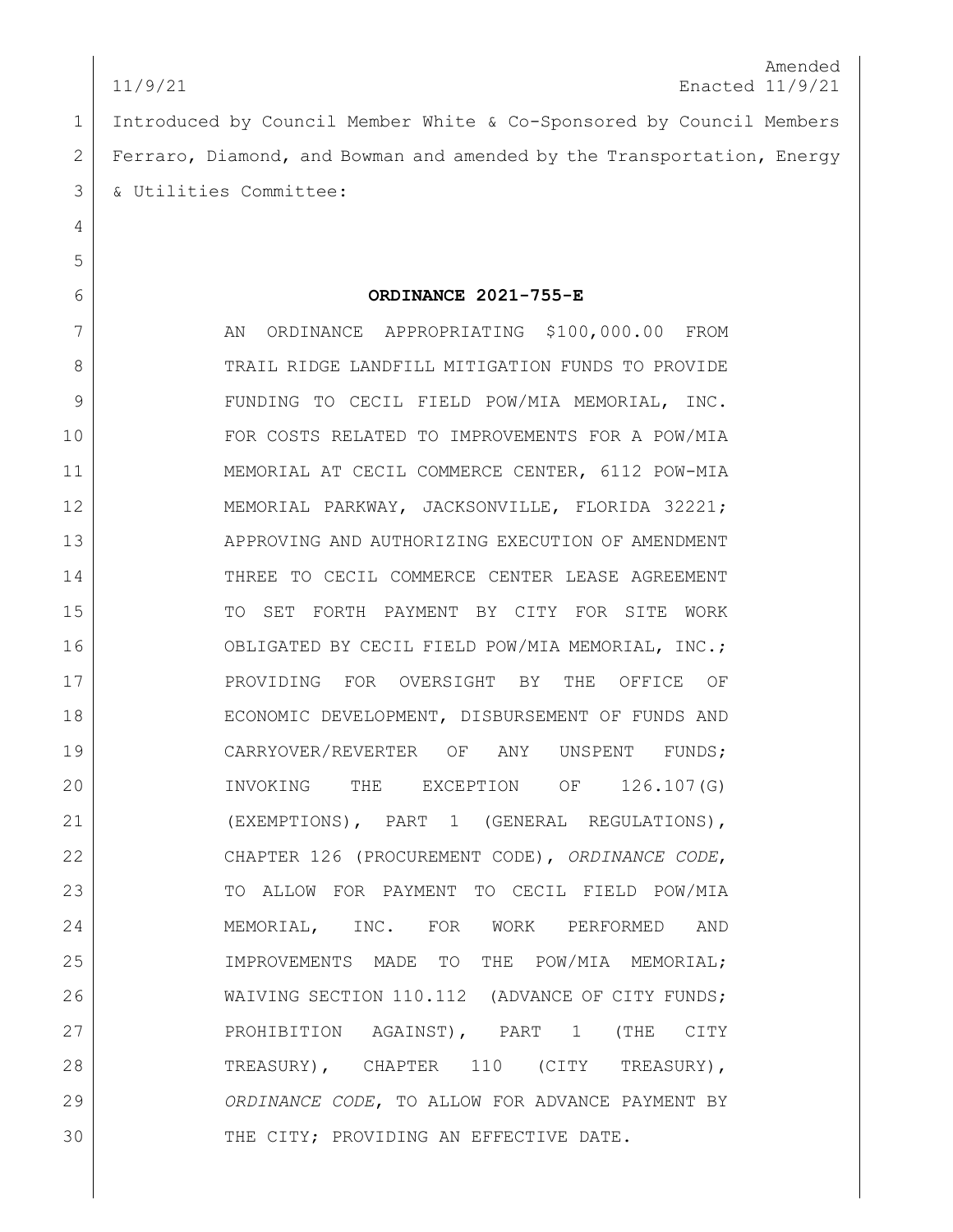Amended
11/9/21 Enacted 11/9/21

Introduced by Council Member White & Co-Sponsored by Council Members Ferraro, Diamond, and Bowman and amended by the Transportation, Energy & Utilities Committee:

**ORDINANCE 2021-755-E**

AN ORDINANCE APPROPRIATING $100,000.00 FROM TRAIL RIDGE LANDFILL MITIGATION FUNDS TO PROVIDE FUNDING TO CECIL FIELD POW/MIA MEMORIAL, INC. FOR COSTS RELATED TO IMPROVEMENTS FOR A POW/MIA MEMORIAL AT CECIL COMMERCE CENTER, 6112 POW-MIA MEMORIAL PARKWAY, JACKSONVILLE, FLORIDA 32221; APPROVING AND AUTHORIZING EXECUTION OF AMENDMENT THREE TO CECIL COMMERCE CENTER LEASE AGREEMENT TO SET FORTH PAYMENT BY CITY FOR SITE WORK OBLIGATED BY CECIL FIELD POW/MIA MEMORIAL, INC.; PROVIDING FOR OVERSIGHT BY THE OFFICE OF ECONOMIC DEVELOPMENT, DISBURSEMENT OF FUNDS AND CARRYOVER/REVERTER OF ANY UNSPENT FUNDS; INVOKING THE EXCEPTION OF 126.107(G) (EXEMPTIONS), PART 1 (GENERAL REGULATIONS), CHAPTER 126 (PROCUREMENT CODE), *ORDINANCE CODE*, TO ALLOW FOR PAYMENT TO CECIL FIELD POW/MIA MEMORIAL, INC. FOR WORK PERFORMED AND IMPROVEMENTS MADE TO THE POW/MIA MEMORIAL; WAIVING SECTION 110.112 (ADVANCE OF CITY FUNDS; PROHIBITION AGAINST), PART 1 (THE CITY TREASURY), CHAPTER 110 (CITY TREASURY), *ORDINANCE CODE*, TO ALLOW FOR ADVANCE PAYMENT BY THE CITY; PROVIDING AN EFFECTIVE DATE.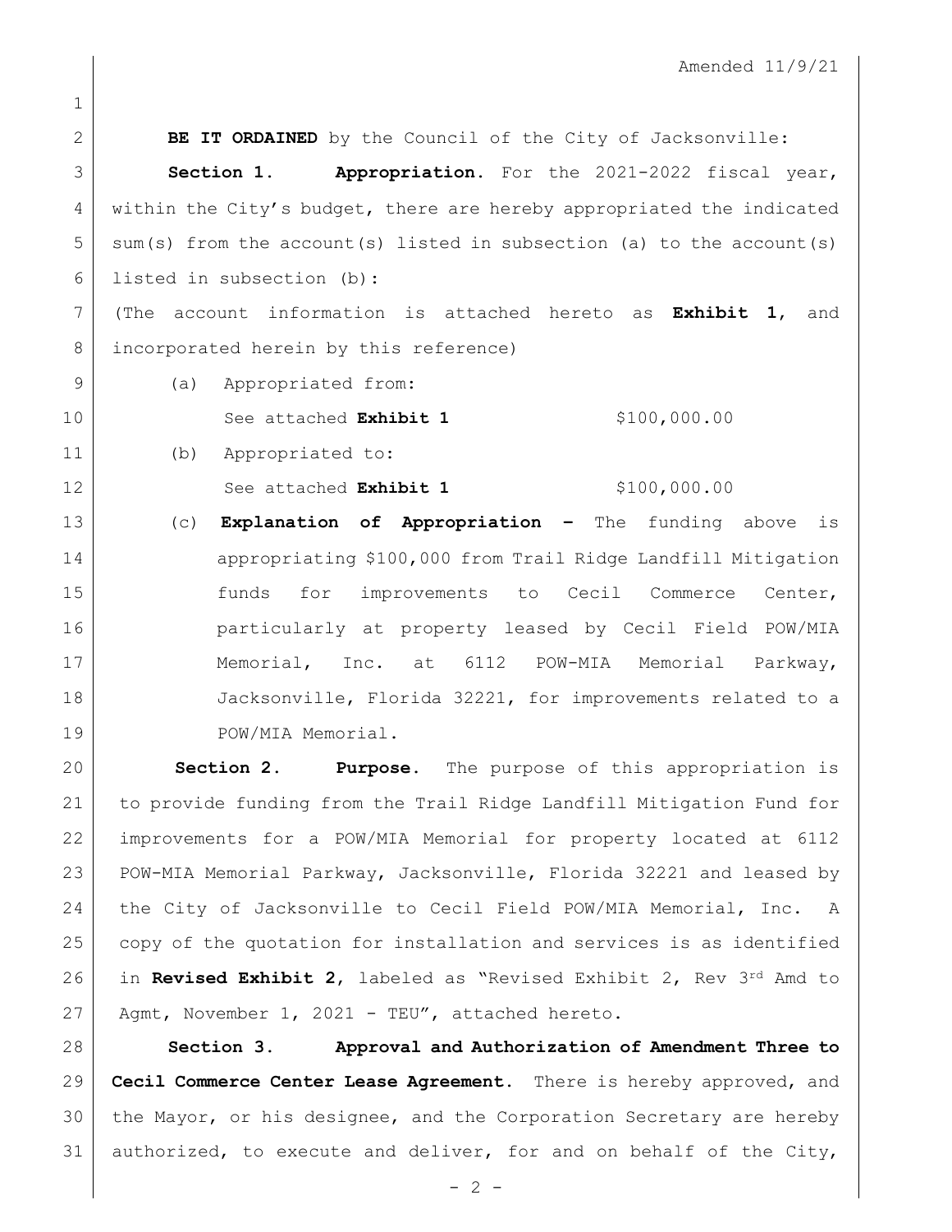Amended 11/9/21

**BE IT ORDAINED** by the Council of the City of Jacksonville:

**Section 1. Appropriation.** For the 2021-2022 fiscal year, within the City's budget, there are hereby appropriated the indicated sum(s) from the account(s) listed in subsection (a) to the account(s) listed in subsection (b):

(The account information is attached hereto as **Exhibit 1**, and incorporated herein by this reference)

(a) Appropriated from:

See attached **Exhibit 1** $100,000.00

(b) Appropriated to:

See attached **Exhibit 1** $100,000.00

(c) **Explanation of Appropriation –** The funding above is appropriating $100,000 from Trail Ridge Landfill Mitigation funds for improvements to Cecil Commerce Center, particularly at property leased by Cecil Field POW/MIA Memorial, Inc. at 6112 POW-MIA Memorial Parkway, Jacksonville, Florida 32221, for improvements related to a POW/MIA Memorial.

**Section 2. Purpose.** The purpose of this appropriation is to provide funding from the Trail Ridge Landfill Mitigation Fund for improvements for a POW/MIA Memorial for property located at 6112 POW-MIA Memorial Parkway, Jacksonville, Florida 32221 and leased by the City of Jacksonville to Cecil Field POW/MIA Memorial, Inc. A copy of the quotation for installation and services is as identified in **Revised Exhibit 2**, labeled as "Revised Exhibit 2, Rev 3rd Amd to Agmt, November 1, 2021 - TEU", attached hereto.

**Section 3. Approval and Authorization of Amendment Three to Cecil Commerce Center Lease Agreement.** There is hereby approved, and the Mayor, or his designee, and the Corporation Secretary are hereby authorized, to execute and deliver, for and on behalf of the City,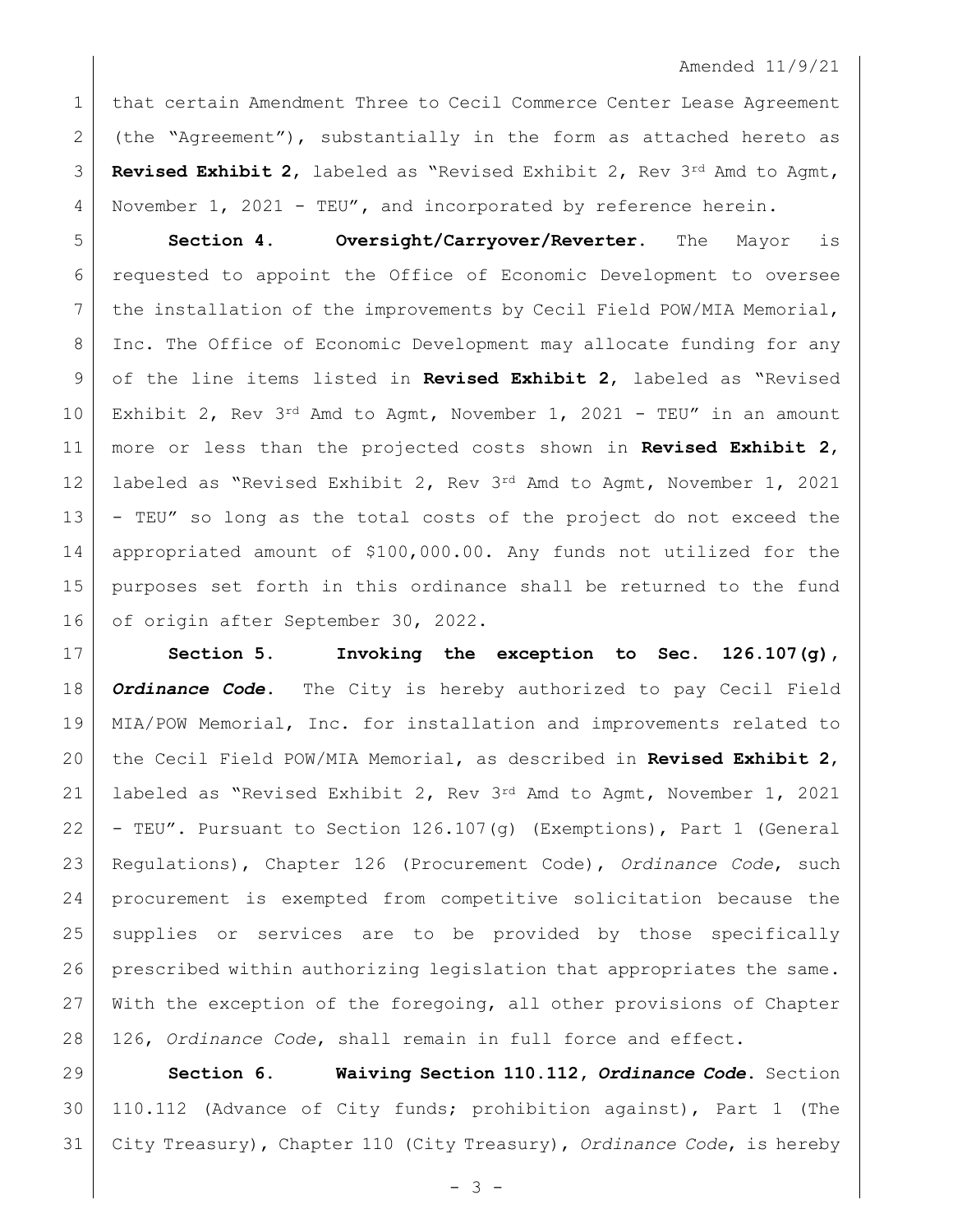Amended 11/9/21

that certain Amendment Three to Cecil Commerce Center Lease Agreement (the "Agreement"), substantially in the form as attached hereto as **Revised Exhibit 2**, labeled as "Revised Exhibit 2, Rev 3rd Amd to Agmt, November 1, 2021 - TEU", and incorporated by reference herein.

**Section 4. Oversight/Carryover/Reverter.** The Mayor is requested to appoint the Office of Economic Development to oversee the installation of the improvements by Cecil Field POW/MIA Memorial, Inc. The Office of Economic Development may allocate funding for any of the line items listed in **Revised Exhibit 2**, labeled as "Revised Exhibit 2, Rev 3rd Amd to Agmt, November 1, 2021 - TEU" in an amount more or less than the projected costs shown in **Revised Exhibit 2**, labeled as "Revised Exhibit 2, Rev 3rd Amd to Agmt, November 1, 2021 - TEU" so long as the total costs of the project do not exceed the appropriated amount of $100,000.00. Any funds not utilized for the purposes set forth in this ordinance shall be returned to the fund of origin after September 30, 2022.

**Section 5. Invoking the exception to Sec. 126.107(g), *Ordinance Code*.** The City is hereby authorized to pay Cecil Field MIA/POW Memorial, Inc. for installation and improvements related to the Cecil Field POW/MIA Memorial, as described in **Revised Exhibit 2**, labeled as "Revised Exhibit 2, Rev 3rd Amd to Agmt, November 1, 2021 - TEU". Pursuant to Section 126.107(g) (Exemptions), Part 1 (General Regulations), Chapter 126 (Procurement Code), *Ordinance Code*, such procurement is exempted from competitive solicitation because the supplies or services are to be provided by those specifically prescribed within authorizing legislation that appropriates the same. With the exception of the foregoing, all other provisions of Chapter 126, *Ordinance Code*, shall remain in full force and effect.

**Section 6. Waiving Section 110.112, *Ordinance Code*.** Section 110.112 (Advance of City funds; prohibition against), Part 1 (The City Treasury), Chapter 110 (City Treasury), *Ordinance Code*, is hereby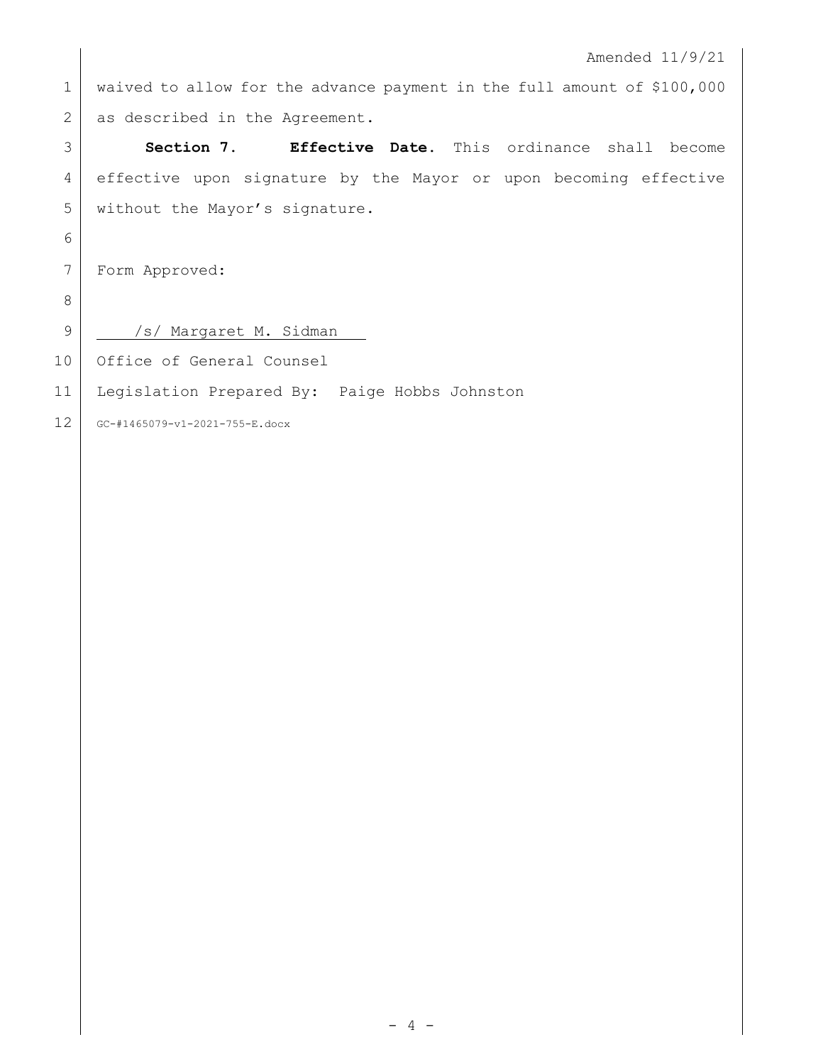Amended 11/9/21

waived to allow for the advance payment in the full amount of $100,000 as described in the Agreement.

**Section 7. Effective Date.** This ordinance shall become effective upon signature by the Mayor or upon becoming effective without the Mayor's signature.

Form Approved:

/s/ Margaret M. Sidman

Office of General Counsel

Legislation Prepared By: Paige Hobbs Johnston

GC-#1465079-v1-2021-755-E.docx